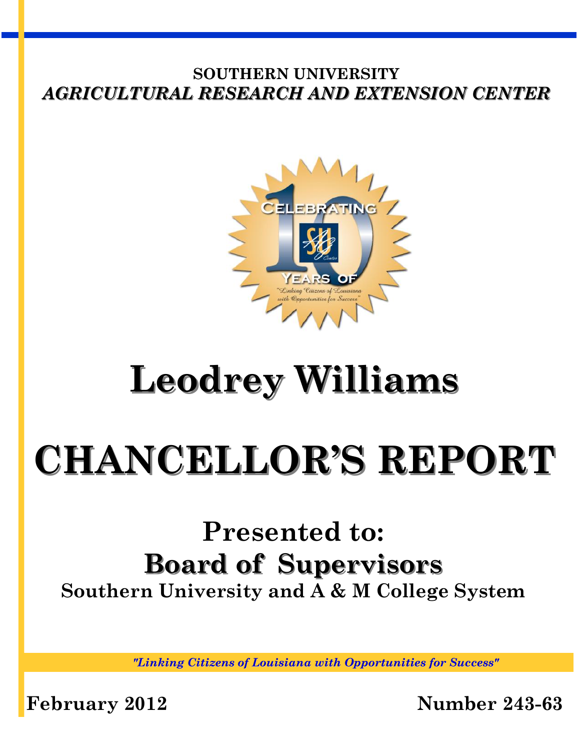SOUTHERN UNIVERSITY

***AGRICULTURAL RESEARCH AND EXTENSION CENTER***

# Leodrey Williams

# CHANCELLOR'S REPORT

## Presented to:

## Board of Supervisors

**Southern University and A & M College System**

*"Linking Citizens of Louisiana with Opportunities for Success"*

**February 2012** **Number 243-63**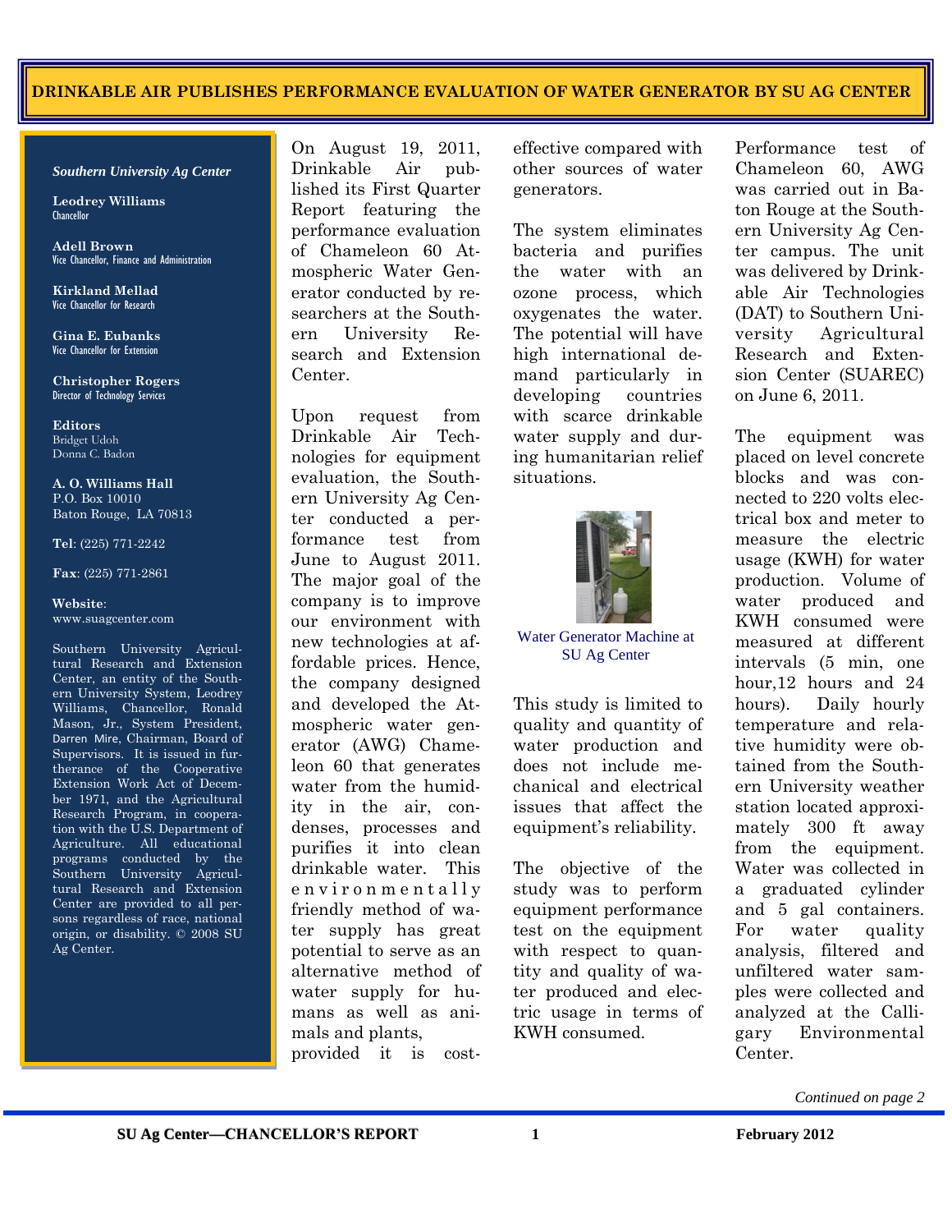# DRINKABLE AIR PUBLISHES PERFORMANCE EVALUATION OF WATER GENERATOR BY SU AG CENTER

***Southern University Ag Center***

**Leodrey Williams**
Chancellor

**Adell Brown**
Vice Chancellor, Finance and Administration

**Kirkland Mellad**
Vice Chancellor for Research

**Gina E. Eubanks**
Vice Chancellor for Extension

**Christopher Rogers**
Director of Technology Services

**Editors**
Bridget Udoh
Donna C. Badon

**A. O. Williams Hall**
P.O. Box 10010
Baton Rouge, LA 70813

**Tel**: (225) 771-2242

**Fax**: (225) 771-2861

**Website**:
www.suagcenter.com

Southern University Agricultural Research and Extension Center, an entity of the Southern University System, Leodrey Williams, Chancellor, Ronald Mason, Jr., System President, Darren Mire, Chairman, Board of Supervisors. It is issued in furtherance of the Cooperative Extension Work Act of December 1971, and the Agricultural Research Program, in cooperation with the U.S. Department of Agriculture. All educational programs conducted by the Southern University Agricultural Research and Extension Center are provided to all persons regardless of race, national origin, or disability. © 2008 SU Ag Center.

On August 19, 2011, Drinkable Air published its First Quarter Report featuring the performance evaluation of Chameleon 60 Atmospheric Water Generator conducted by researchers at the Southern University Research and Extension Center.

Upon request from Drinkable Air Technologies for equipment evaluation, the Southern University Ag Center conducted a performance test from June to August 2011. The major goal of the company is to improve our environment with new technologies at affordable prices. Hence, the company designed and developed the Atmospheric water generator (AWG) Chameleon 60 that generates water from the humidity in the air, condenses, processes and purifies it into clean drinkable water. This environmentally friendly method of water supply has great potential to serve as an alternative method of water supply for humans as well as animals and plants, provided it is cost-effective compared with other sources of water generators.

The system eliminates bacteria and purifies the water with an ozone process, which oxygenates the water. The potential will have high international demand particularly in developing countries with scarce drinkable water supply and during humanitarian relief situations.

Water Generator Machine at SU Ag Center

This study is limited to quality and quantity of water production and does not include mechanical and electrical issues that affect the equipment's reliability.

The objective of the study was to perform equipment performance test on the equipment with respect to quantity and quality of water produced and electric usage in terms of KWH consumed.

Performance test of Chameleon 60, AWG was carried out in Baton Rouge at the Southern University Ag Center campus. The unit was delivered by Drinkable Air Technologies (DAT) to Southern University Agricultural Research and Extension Center (SUAREC) on June 6, 2011.

The equipment was placed on level concrete blocks and was connected to 220 volts electrical box and meter to measure the electric usage (KWH) for water production. Volume of water produced and KWH consumed were measured at different intervals (5 min, one hour, 12 hours and 24 hours). Daily hourly temperature and relative humidity were obtained from the Southern University weather station located approximately 300 ft away from the equipment. Water was collected in a graduated cylinder and 5 gal containers. For water quality analysis, filtered and unfiltered water samples were collected and analyzed at the Calligary Environmental Center.

*Continued on page 2*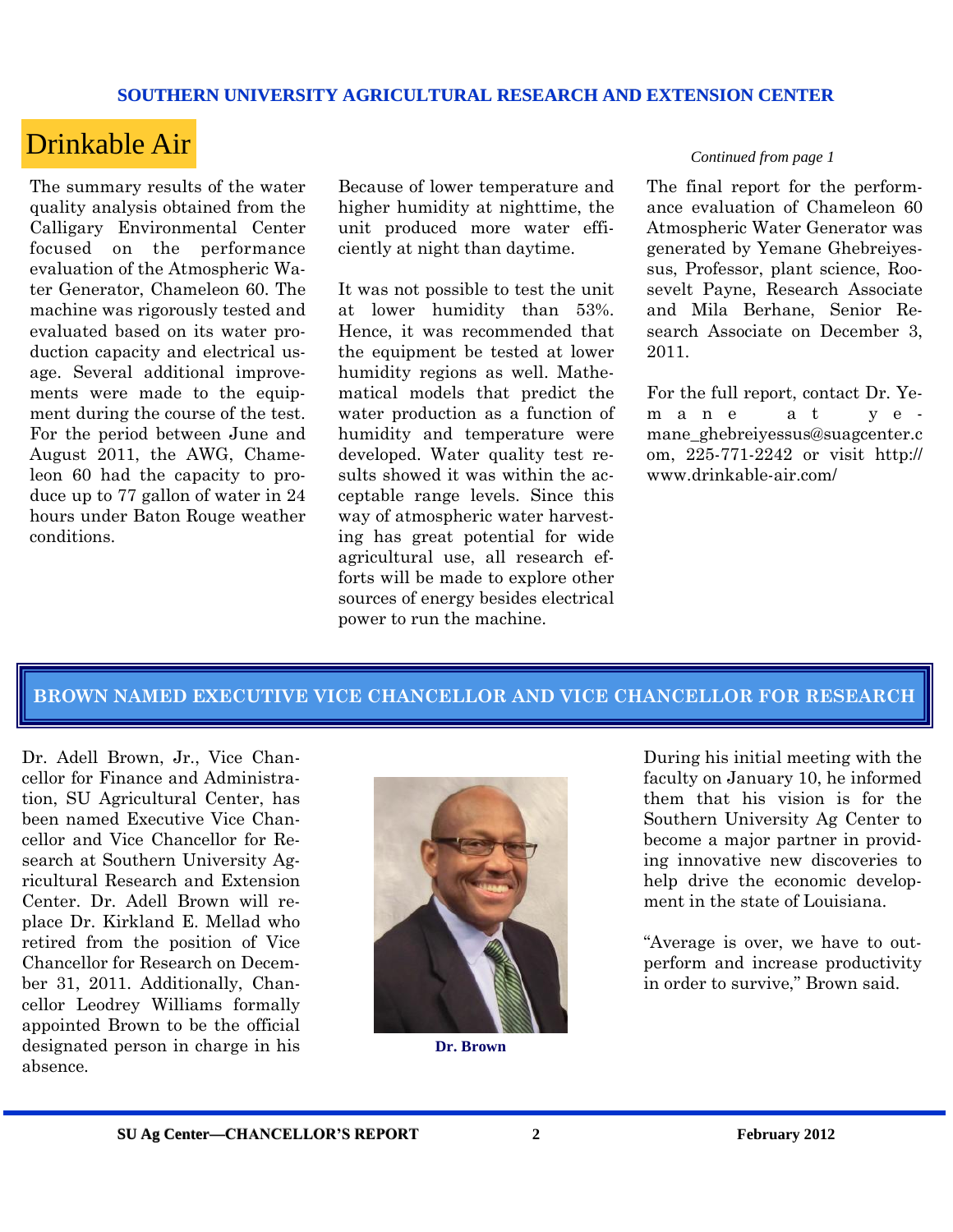# Drinkable Air

The summary results of the water quality analysis obtained from the Calligary Environmental Center focused on the performance evaluation of the Atmospheric Water Generator, Chameleon 60. The machine was rigorously tested and evaluated based on its water production capacity and electrical usage. Several additional improvements were made to the equipment during the course of the test. For the period between June and August 2011, the AWG, Chameleon 60 had the capacity to produce up to 77 gallon of water in 24 hours under Baton Rouge weather conditions.

Because of lower temperature and higher humidity at nighttime, the unit produced more water efficiently at night than daytime.

It was not possible to test the unit at lower humidity than 53%. Hence, it was recommended that the equipment be tested at lower humidity regions as well. Mathematical models that predict the water production as a function of humidity and temperature were developed. Water quality test results showed it was within the acceptable range levels. Since this way of atmospheric water harvesting has great potential for wide agricultural use, all research efforts will be made to explore other sources of energy besides electrical power to run the machine.

*Continued from page 1*

The final report for the performance evaluation of Chameleon 60 Atmospheric Water Generator was generated by Yemane Ghebreiyessus, Professor, plant science, Roosevelt Payne, Research Associate and Mila Berhane, Senior Research Associate on December 3, 2011.

For the full report, contact Dr. Yemane at yemane_ghebreiyessus@suagcenter.com, 225-771-2242 or visit http://www.drinkable-air.com/

## BROWN NAMED EXECUTIVE VICE CHANCELLOR AND VICE CHANCELLOR FOR RESEARCH

Dr. Adell Brown, Jr., Vice Chancellor for Finance and Administration, SU Agricultural Center, has been named Executive Vice Chancellor and Vice Chancellor for Research at Southern University Agricultural Research and Extension Center. Dr. Adell Brown will replace Dr. Kirkland E. Mellad who retired from the position of Vice Chancellor for Research on December 31, 2011. Additionally, Chancellor Leodrey Williams formally appointed Brown to be the official designated person in charge in his absence.

**Dr. Brown**

During his initial meeting with the faculty on January 10, he informed them that his vision is for the Southern University Ag Center to become a major partner in providing innovative new discoveries to help drive the economic development in the state of Louisiana.

"Average is over, we have to outperform and increase productivity in order to survive," Brown said.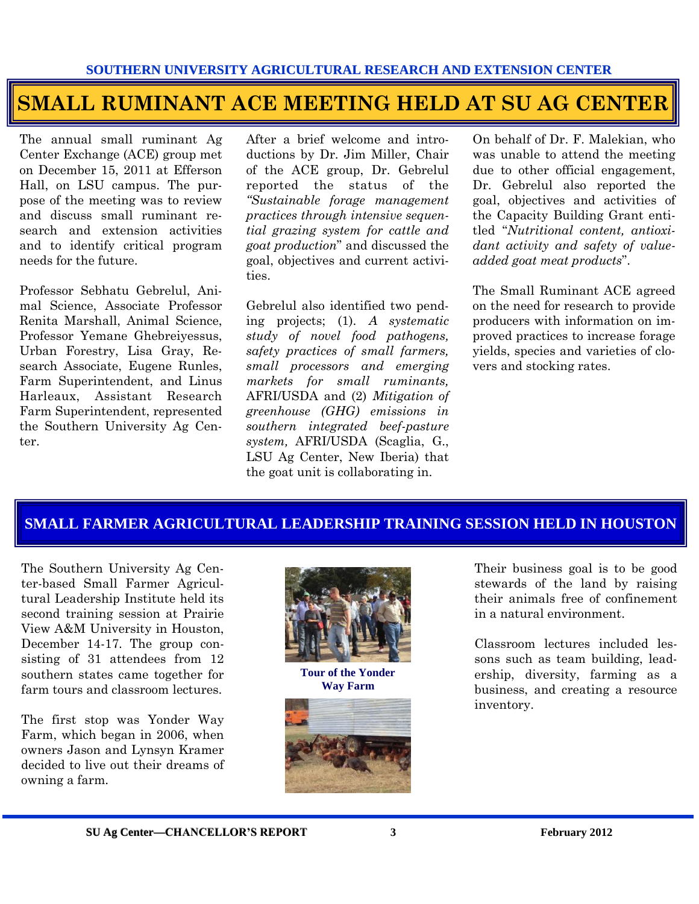SOUTHERN UNIVERSITY AGRICULTURAL RESEARCH AND EXTENSION CENTER

# SMALL RUMINANT ACE MEETING HELD AT SU AG CENTER

The annual small ruminant Ag Center Exchange (ACE) group met on December 15, 2011 at Efferson Hall, on LSU campus. The purpose of the meeting was to review and discuss small ruminant research and extension activities and to identify critical program needs for the future.

Professor Sebhatu Gebrelul, Animal Science, Associate Professor Renita Marshall, Animal Science, Professor Yemane Ghebreiyessus, Urban Forestry, Lisa Gray, Research Associate, Eugene Runles, Farm Superintendent, and Linus Harleaux, Assistant Research Farm Superintendent, represented the Southern University Ag Center.

After a brief welcome and introductions by Dr. Jim Miller, Chair of the ACE group, Dr. Gebrelul reported the status of the *"Sustainable forage management practices through intensive sequential grazing system for cattle and goat production"* and discussed the goal, objectives and current activities.

Gebrelul also identified two pending projects; (1). *A systematic study of novel food pathogens, safety practices of small farmers, small processors and emerging markets for small ruminants,* AFRI/USDA and (2) *Mitigation of greenhouse (GHG) emissions in southern integrated beef-pasture system,* AFRI/USDA (Scaglia, G., LSU Ag Center, New Iberia) that the goat unit is collaborating in.

On behalf of Dr. F. Malekian, who was unable to attend the meeting due to other official engagement, Dr. Gebrelul also reported the goal, objectives and activities of the Capacity Building Grant entitled "*Nutritional content, antioxidant activity and safety of value-added goat meat products*".

The Small Ruminant ACE agreed on the need for research to provide producers with information on improved practices to increase forage yields, species and varieties of clovers and stocking rates.

## SMALL FARMER AGRICULTURAL LEADERSHIP TRAINING SESSION HELD IN HOUSTON

The Southern University Ag Center-based Small Farmer Agricultural Leadership Institute held its second training session at Prairie View A&M University in Houston, December 14-17. The group consisting of 31 attendees from 12 southern states came together for farm tours and classroom lectures.

The first stop was Yonder Way Farm, which began in 2006, when owners Jason and Lynsyn Kramer decided to live out their dreams of owning a farm.

Tour of the Yonder Way Farm

Their business goal is to be good stewards of the land by raising their animals free of confinement in a natural environment.

Classroom lectures included lessons such as team building, leadership, diversity, farming as a business, and creating a resource inventory.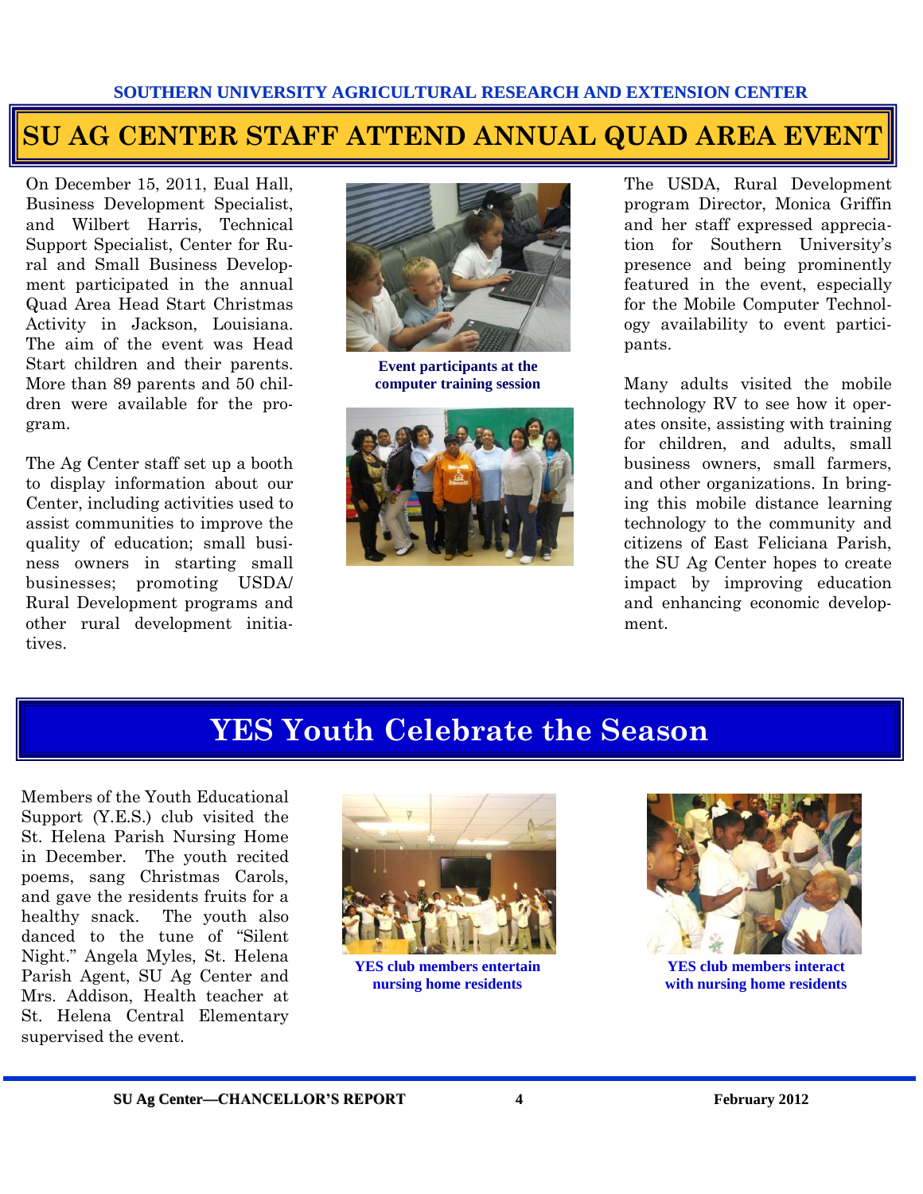SOUTHERN UNIVERSITY AGRICULTURAL RESEARCH AND EXTENSION CENTER

# SU AG CENTER STAFF ATTEND ANNUAL QUAD AREA EVENT

On December 15, 2011, Eual Hall, Business Development Specialist, and Wilbert Harris, Technical Support Specialist, Center for Rural and Small Business Development participated in the annual Quad Area Head Start Christmas Activity in Jackson, Louisiana. The aim of the event was Head Start children and their parents. More than 89 parents and 50 children were available for the program.

The Ag Center staff set up a booth to display information about our Center, including activities used to assist communities to improve the quality of education; small business owners in starting small businesses; promoting USDA/ Rural Development programs and other rural development initiatives.

**Event participants at the computer training session**

The USDA, Rural Development program Director, Monica Griffin and her staff expressed appreciation for Southern University's presence and being prominently featured in the event, especially for the Mobile Computer Technology availability to event participants.

Many adults visited the mobile technology RV to see how it operates onsite, assisting with training for children, and adults, small business owners, small farmers, and other organizations. In bringing this mobile distance learning technology to the community and citizens of East Feliciana Parish, the SU Ag Center hopes to create impact by improving education and enhancing economic development.

# YES Youth Celebrate the Season

Members of the Youth Educational Support (Y.E.S.) club visited the St. Helena Parish Nursing Home in December. The youth recited poems, sang Christmas Carols, and gave the residents fruits for a healthy snack. The youth also danced to the tune of "Silent Night." Angela Myles, St. Helena Parish Agent, SU Ag Center and Mrs. Addison, Health teacher at St. Helena Central Elementary supervised the event.

**YES club members entertain nursing home residents**

**YES club members interact with nursing home residents**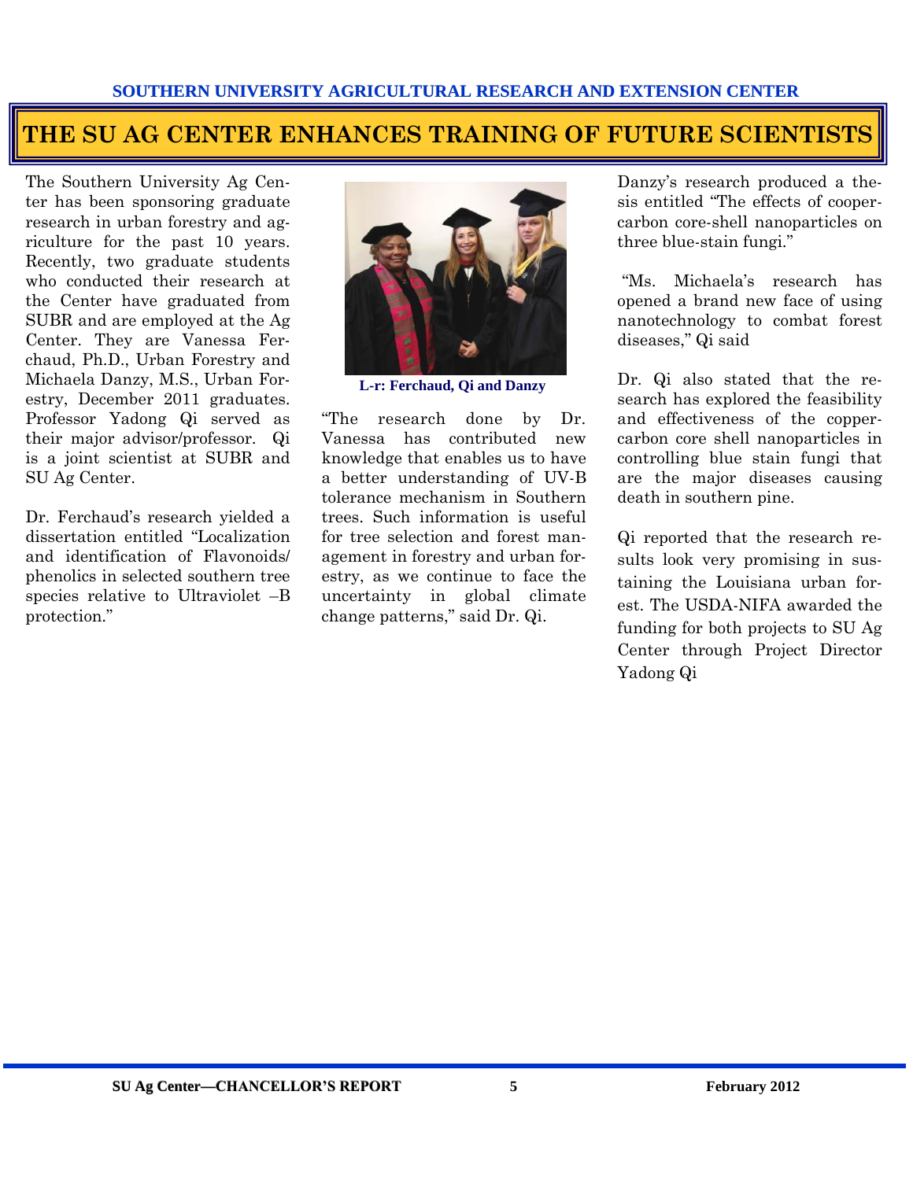SOUTHERN UNIVERSITY AGRICULTURAL RESEARCH AND EXTENSION CENTER

# THE SU AG CENTER ENHANCES TRAINING OF FUTURE SCIENTISTS

The Southern University Ag Center has been sponsoring graduate research in urban forestry and agriculture for the past 10 years. Recently, two graduate students who conducted their research at the Center have graduated from SUBR and are employed at the Ag Center. They are Vanessa Ferchaud, Ph.D., Urban Forestry and Michaela Danzy, M.S., Urban Forestry, December 2011 graduates. Professor Yadong Qi served as their major advisor/professor. Qi is a joint scientist at SUBR and SU Ag Center.

Dr. Ferchaud's research yielded a dissertation entitled "Localization and identification of Flavonoids/ phenolics in selected southern tree species relative to Ultraviolet –B protection."

L-r: Ferchaud, Qi and Danzy

"The research done by Dr. Vanessa has contributed new knowledge that enables us to have a better understanding of UV-B tolerance mechanism in Southern trees. Such information is useful for tree selection and forest management in forestry and urban forestry, as we continue to face the uncertainty in global climate change patterns," said Dr. Qi.

Danzy's research produced a thesis entitled "The effects of cooper-carbon core-shell nanoparticles on three blue-stain fungi."

"Ms. Michaela's research has opened a brand new face of using nanotechnology to combat forest diseases," Qi said

Dr. Qi also stated that the research has explored the feasibility and effectiveness of the copper-carbon core shell nanoparticles in controlling blue stain fungi that are the major diseases causing death in southern pine.

Qi reported that the research results look very promising in sustaining the Louisiana urban forest. The USDA-NIFA awarded the funding for both projects to SU Ag Center through Project Director Yadong Qi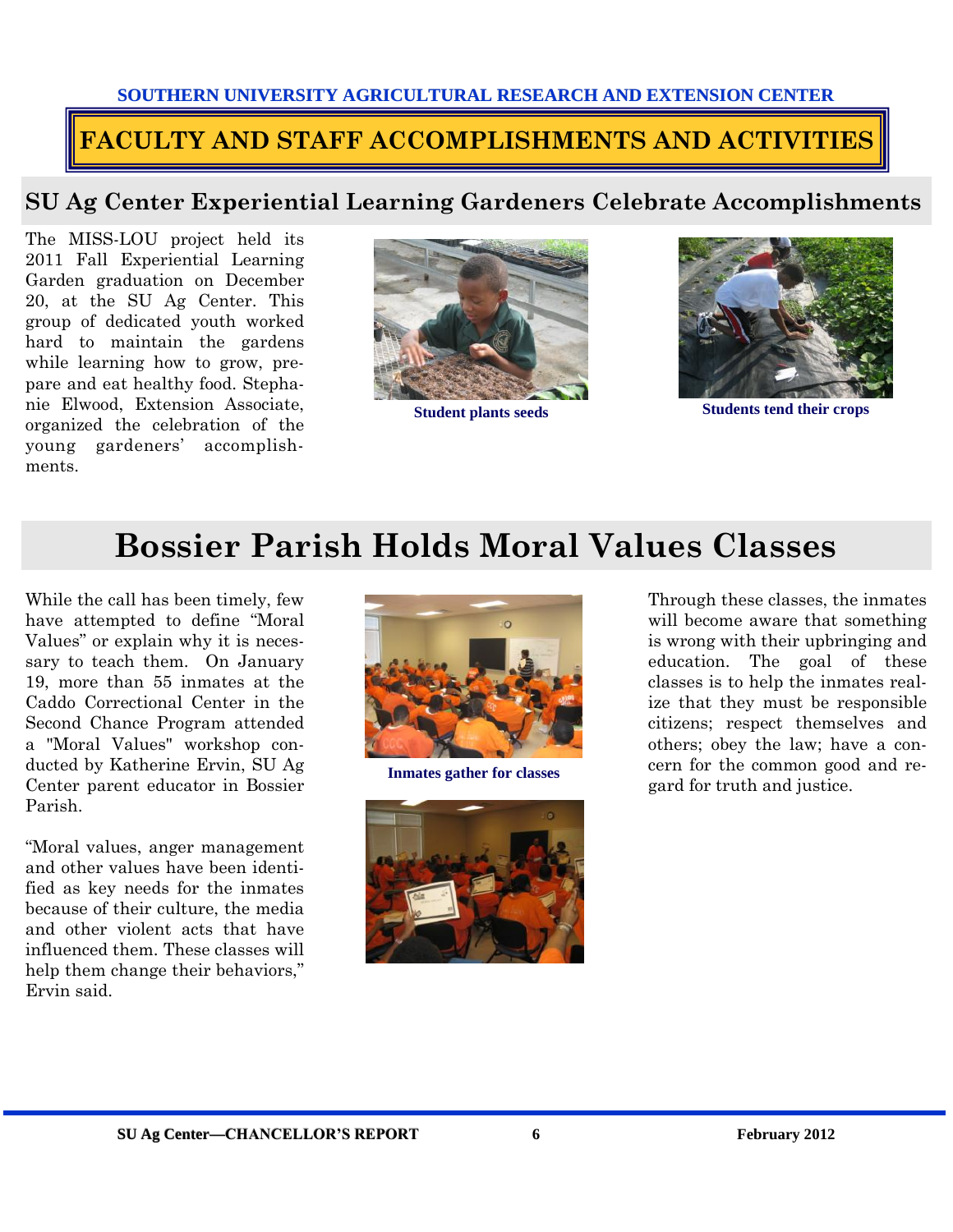SOUTHERN UNIVERSITY AGRICULTURAL RESEARCH AND EXTENSION CENTER

# FACULTY AND STAFF ACCOMPLISHMENTS AND ACTIVITIES

## SU Ag Center Experiential Learning Gardeners Celebrate Accomplishments

The MISS-LOU project held its 2011 Fall Experiential Learning Garden graduation on December 20, at the SU Ag Center. This group of dedicated youth worked hard to maintain the gardens while learning how to grow, prepare and eat healthy food. Stephanie Elwood, Extension Associate, organized the celebration of the young gardeners' accomplishments.

**Student plants seeds**

**Students tend their crops**

# Bossier Parish Holds Moral Values Classes

While the call has been timely, few have attempted to define "Moral Values" or explain why it is necessary to teach them. On January 19, more than 55 inmates at the Caddo Correctional Center in the Second Chance Program attended a "Moral Values" workshop conducted by Katherine Ervin, SU Ag Center parent educator in Bossier Parish.

"Moral values, anger management and other values have been identified as key needs for the inmates because of their culture, the media and other violent acts that have influenced them. These classes will help them change their behaviors," Ervin said.

**Inmates gather for classes**

Through these classes, the inmates will become aware that something is wrong with their upbringing and education. The goal of these classes is to help the inmates realize that they must be responsible citizens; respect themselves and others; obey the law; have a concern for the common good and regard for truth and justice.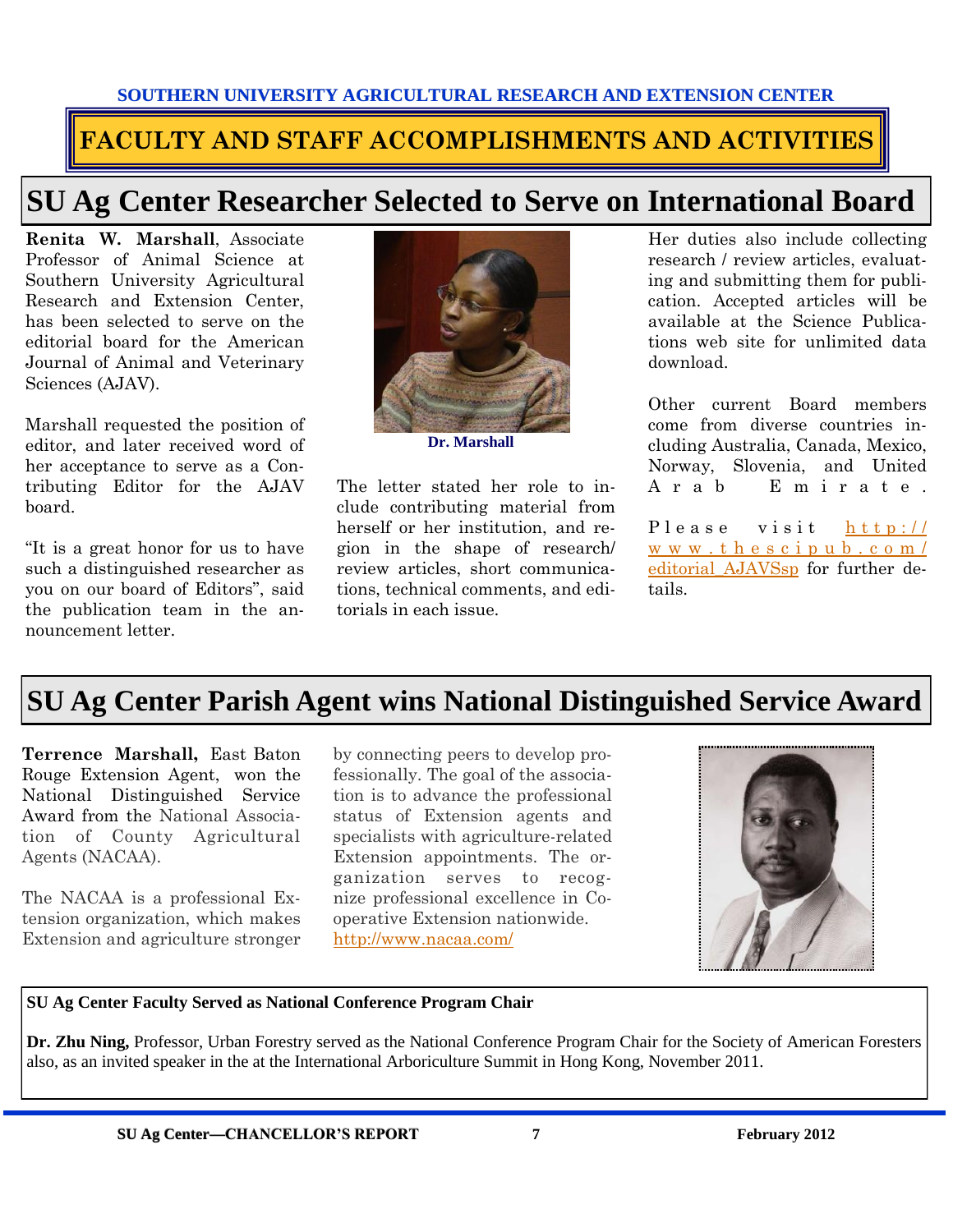SOUTHERN UNIVERSITY AGRICULTURAL RESEARCH AND EXTENSION CENTER

# FACULTY AND STAFF ACCOMPLISHMENTS AND ACTIVITIES

## SU Ag Center Researcher Selected to Serve on International Board

**Renita W. Marshall**, Associate Professor of Animal Science at Southern University Agricultural Research and Extension Center, has been selected to serve on the editorial board for the American Journal of Animal and Veterinary Sciences (AJAV).

Marshall requested the position of editor, and later received word of her acceptance to serve as a Contributing Editor for the AJAV board.

"It is a great honor for us to have such a distinguished researcher as you on our board of Editors", said the publication team in the announcement letter.

Dr. Marshall

The letter stated her role to include contributing material from herself or her institution, and region in the shape of research/ review articles, short communications, technical comments, and editorials in each issue.

Her duties also include collecting research / review articles, evaluating and submitting them for publication. Accepted articles will be available at the Science Publications web site for unlimited data download.

Other current Board members come from diverse countries including Australia, Canada, Mexico, Norway, Slovenia, and United Arab Emirate.

Please visit http://www.thescipub.com/editorial_AJAVSsp for further details.

## SU Ag Center Parish Agent wins National Distinguished Service Award

**Terrence Marshall,** East Baton Rouge Extension Agent, won the National Distinguished Service Award from the National Association of County Agricultural Agents (NACAA).

The NACAA is a professional Extension organization, which makes Extension and agriculture stronger by connecting peers to develop professionally. The goal of the association is to advance the professional status of Extension agents and specialists with agriculture-related Extension appointments. The organization serves to recognize professional excellence in Cooperative Extension nationwide. http://www.nacaa.com/

### SU Ag Center Faculty Served as National Conference Program Chair

**Dr. Zhu Ning,** Professor, Urban Forestry served as the National Conference Program Chair for the Society of American Foresters also, as an invited speaker in the at the International Arboriculture Summit in Hong Kong, November 2011.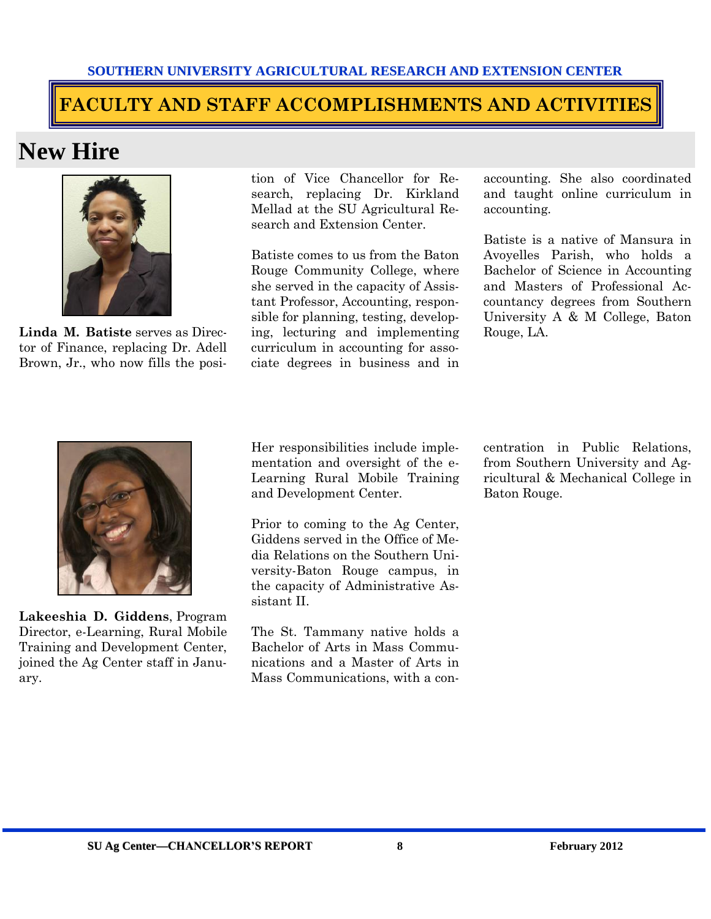SOUTHERN UNIVERSITY AGRICULTURAL RESEARCH AND EXTENSION CENTER

# FACULTY AND STAFF ACCOMPLISHMENTS AND ACTIVITIES

## New Hire

**Linda M. Batiste** serves as Director of Finance, replacing Dr. Adell Brown, Jr., who now fills the position of Vice Chancellor for Research, replacing Dr. Kirkland Mellad at the SU Agricultural Research and Extension Center.

Batiste comes to us from the Baton Rouge Community College, where she served in the capacity of Assistant Professor, Accounting, responsible for planning, testing, developing, lecturing and implementing curriculum in accounting for associate degrees in business and in accounting. She also coordinated and taught online curriculum in accounting.

Batiste is a native of Mansura in Avoyelles Parish, who holds a Bachelor of Science in Accounting and Masters of Professional Accountancy degrees from Southern University A & M College, Baton Rouge, LA.

**Lakeeshia D. Giddens**, Program Director, e-Learning, Rural Mobile Training and Development Center, joined the Ag Center staff in January.

Her responsibilities include implementation and oversight of the e-Learning Rural Mobile Training and Development Center.

Prior to coming to the Ag Center, Giddens served in the Office of Media Relations on the Southern University-Baton Rouge campus, in the capacity of Administrative Assistant II.

The St. Tammany native holds a Bachelor of Arts in Mass Communications and a Master of Arts in Mass Communications, with a concentration in Public Relations, from Southern University and Agricultural & Mechanical College in Baton Rouge.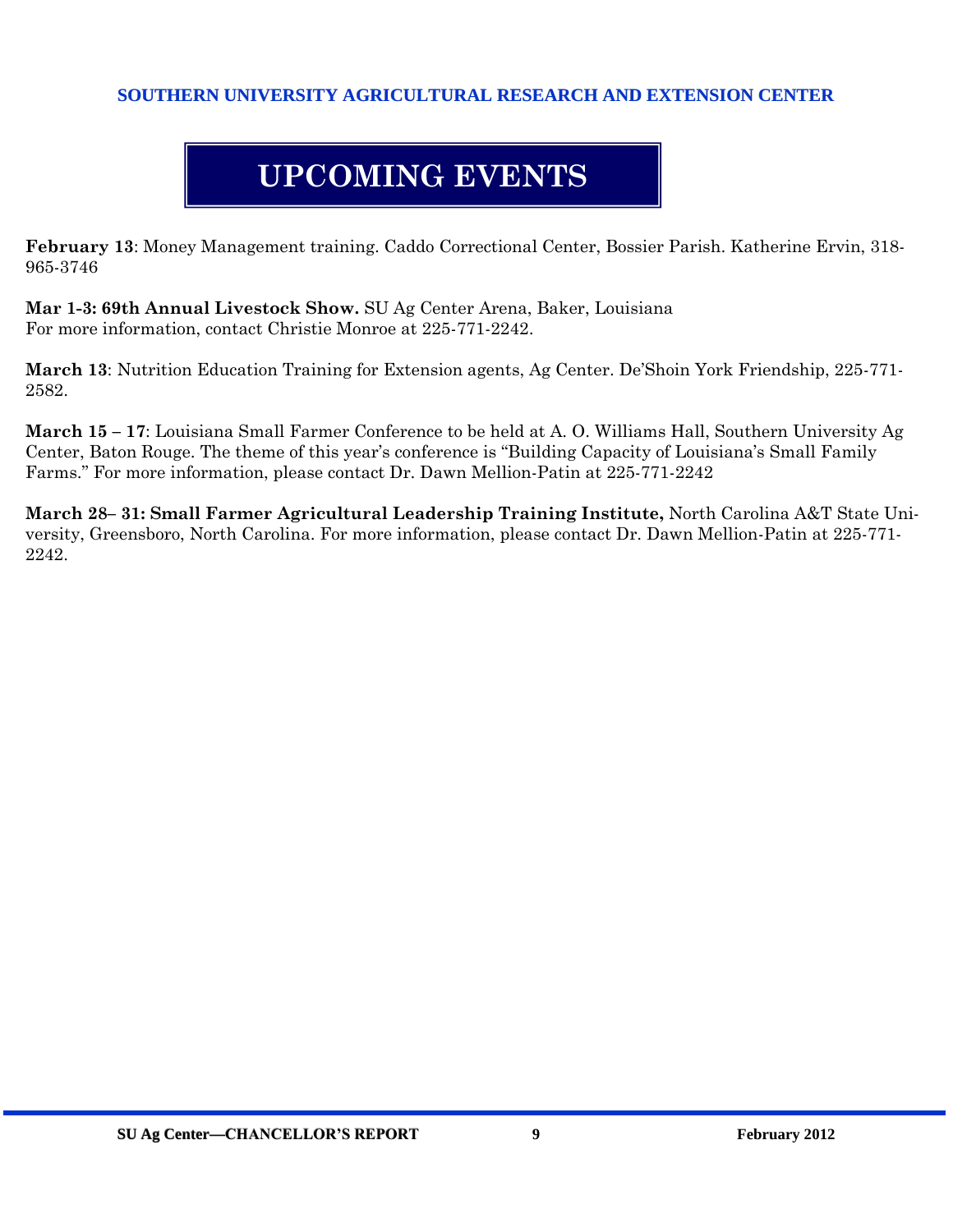**SOUTHERN UNIVERSITY AGRICULTURAL RESEARCH AND EXTENSION CENTER**

# UPCOMING EVENTS

**February 13**: Money Management training. Caddo Correctional Center, Bossier Parish. Katherine Ervin, 318-965-3746

**Mar 1-3: 69th Annual Livestock Show.** SU Ag Center Arena, Baker, Louisiana
For more information, contact Christie Monroe at 225-771-2242.

**March 13**: Nutrition Education Training for Extension agents, Ag Center. De'Shoin York Friendship, 225-771-2582.

**March 15 – 17**: Louisiana Small Farmer Conference to be held at A. O. Williams Hall, Southern University Ag Center, Baton Rouge. The theme of this year's conference is "Building Capacity of Louisiana's Small Family Farms." For more information, please contact Dr. Dawn Mellion-Patin at 225-771-2242

**March 28– 31: Small Farmer Agricultural Leadership Training Institute,** North Carolina A&T State University, Greensboro, North Carolina. For more information, please contact Dr. Dawn Mellion-Patin at 225-771-2242.